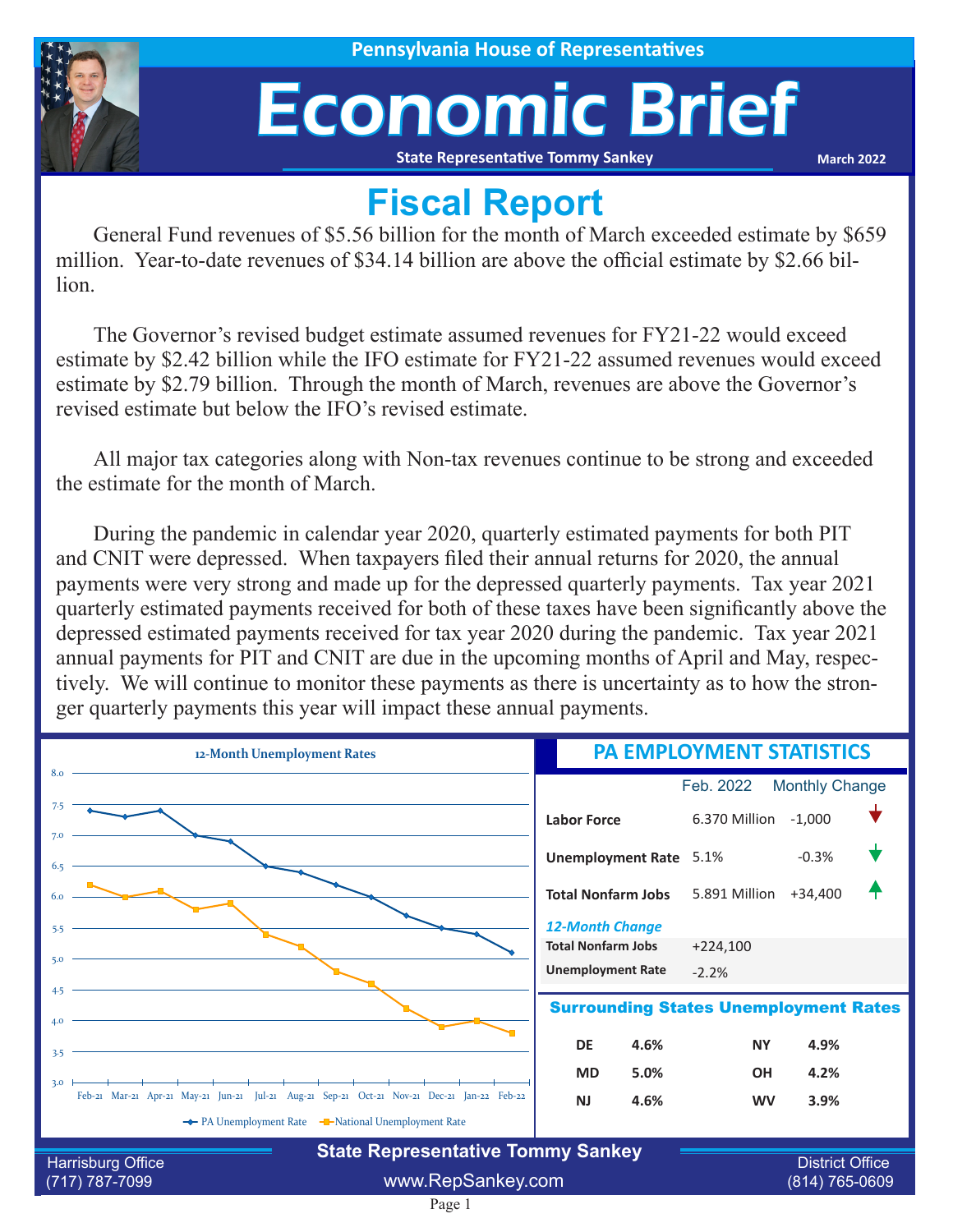Pennsylvania House of Representatives

# Economic Brief

State Representative Tommy Sankey

March 2022

## Fiscal Report

General Fund revenues of $5.56 billion for the month of March exceeded estimate by $659 million. Year-to-date revenues of $34.14 billion are above the official estimate by $2.66 billion.

The Governor's revised budget estimate assumed revenues for FY21-22 would exceed estimate by $2.42 billion while the IFO estimate for FY21-22 assumed revenues would exceed estimate by $2.79 billion. Through the month of March, revenues are above the Governor's revised estimate but below the IFO's revised estimate.

All major tax categories along with Non-tax revenues continue to be strong and exceeded the estimate for the month of March.

During the pandemic in calendar year 2020, quarterly estimated payments for both PIT and CNIT were depressed. When taxpayers filed their annual returns for 2020, the annual payments were very strong and made up for the depressed quarterly payments. Tax year 2021 quarterly estimated payments received for both of these taxes have been significantly above the depressed estimated payments received for tax year 2020 during the pandemic. Tax year 2021 annual payments for PIT and CNIT are due in the upcoming months of April and May, respectively. We will continue to monitor these payments as there is uncertainty as to how the stronger quarterly payments this year will impact these annual payments.

### 12-Month Unemployment Rates

| Month | PA Unemployment Rate | National Unemployment Rate |
|---|---|---|
| Feb-21 | 7.4 | 6.2 |
| Mar-21 | 7.3 | 6.0 |
| Apr-21 | 7.4 | 6.1 |
| May-21 | 7.0 | 5.8 |
| Jun-21 | 6.9 | 5.9 |
| Jul-21 | 6.5 | 5.4 |
| Aug-21 | 6.4 | 5.2 |
| Sep-21 | 6.2 | 4.8 |
| Oct-21 | 6.0 | 4.6 |
| Nov-21 | 5.7 | 4.2 |
| Dec-21 | 5.5 | 3.9 |
| Jan-22 | 5.4 | 4.0 |
| Feb-22 | 5.1 | 3.8 |

### PA EMPLOYMENT STATISTICS

| | Feb. 2022 | Monthly Change |
|---|---|---|
| **Labor Force** | 6.370 Million | -1,000 ↓ |
| **Unemployment Rate** | 5.1% | -0.3% ↓ |
| **Total Nonfarm Jobs** | 5.891 Million | +34,400 ↑ |

*12-Month Change*

| | |
|---|---|
| **Total Nonfarm Jobs** | +224,100 |
| **Unemployment Rate** | -2.2% |

### Surrounding States Unemployment Rates

| | | | |
|---|---|---|---|
| **DE** | **4.6%** | **NY** | **4.9%** |
| **MD** | **5.0%** | **OH** | **4.2%** |
| **NJ** | **4.6%** | **WV** | **3.9%** |

**State Representative Tommy Sankey**

Harrisburg Office (717) 787-7099 | www.RepSankey.com | District Office (814) 765-0609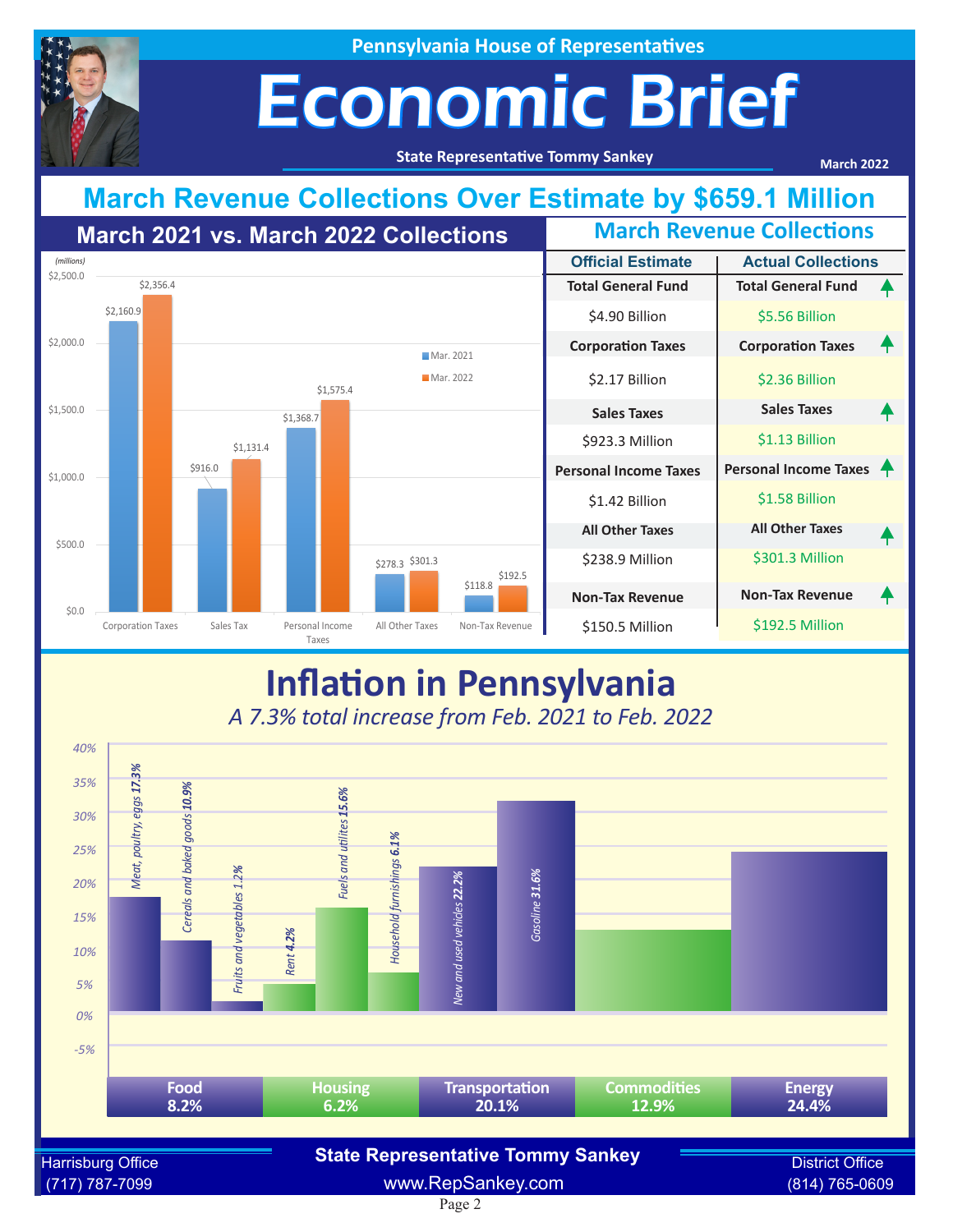Pennsylvania House of Representatives

# Economic Brief

State Representative Tommy Sankey

March 2022

## March Revenue Collections Over Estimate by $659.1 Million

### March 2021 vs. March 2022 Collections

(millions)

$2,500.0
$2,000.0
$1,500.0
$1,000.0
$500.0
$0.0

Mar. 2021
Mar. 2022

Corporation Taxes: $2,160.9 / $2,356.4
Sales Tax: $916.0 / $1,131.4
Personal Income Taxes: $1,368.7 / $1,575.4
All Other Taxes: $278.3 / $301.3
Non-Tax Revenue: $118.8 / $192.5

### March Revenue Collections

| Official Estimate | Actual Collections |
|---|---|
| **Total General Fund** | **Total General Fund** |
| $4.90 Billion | $5.56 Billion |
| **Corporation Taxes** | **Corporation Taxes** |
| $2.17 Billion | $2.36 Billion |
| **Sales Taxes** | **Sales Taxes** |
| $923.3 Million | $1.13 Billion |
| **Personal Income Taxes** | **Personal Income Taxes** |
| $1.42 Billion | $1.58 Billion |
| **All Other Taxes** | **All Other Taxes** |
| $238.9 Million | $301.3 Million |
| **Non-Tax Revenue** | **Non-Tax Revenue** |
| $150.5 Million | $192.5 Million |

## Inflation in Pennsylvania

*A 7.3% total increase from Feb. 2021 to Feb. 2022*

40%
35%
30%
25%
20%
15%
10%
5%
0%
-5%

Meat, poultry, eggs **17.3%**
Cereals and baked goods **10.9%**
Fruits and vegetables **1.2%**
Rent **4.2%**
Fuels and utilites **15.6%**
Household furnishings **6.1%**
New and used vehicles **22.2%**
Gasoline **31.6%**

**Food** 8.2%
**Housing** 6.2%
**Transportation** 20.1%
**Commodities** 12.9%
**Energy** 24.4%

**State Representative Tommy Sankey**

Harrisburg Office (717) 787-7099

www.RepSankey.com

District Office (814) 765-0609